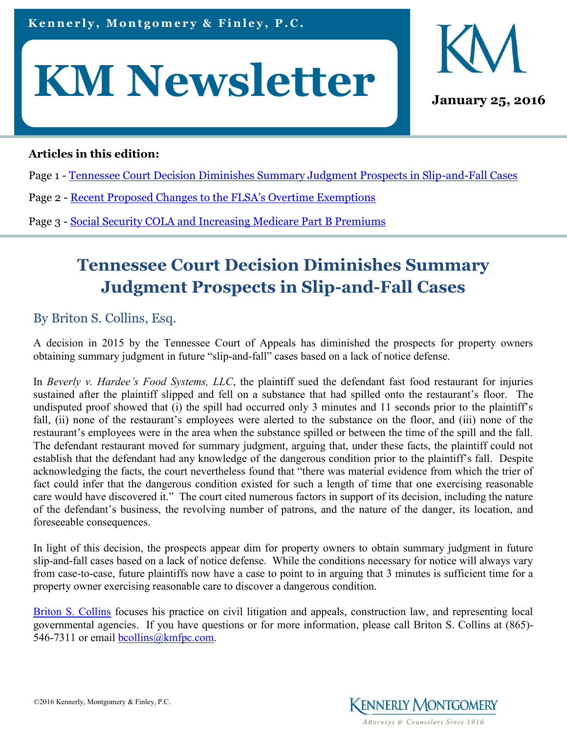Kennerly, Montgomery & Finley, P.C.

# KM Newsletter

**January 25, 2016**

**Articles in this edition:**

Page 1 - Tennessee Court Decision Diminishes Summary Judgment Prospects in Slip-and-Fall Cases

Page 2 - Recent Proposed Changes to the FLSA's Overtime Exemptions

Page 3 - Social Security COLA and Increasing Medicare Part B Premiums

## Tennessee Court Decision Diminishes Summary Judgment Prospects in Slip-and-Fall Cases

### By Briton S. Collins, Esq.

A decision in 2015 by the Tennessee Court of Appeals has diminished the prospects for property owners obtaining summary judgment in future "slip-and-fall" cases based on a lack of notice defense.

In *Beverly v. Hardee's Food Systems, LLC*, the plaintiff sued the defendant fast food restaurant for injuries sustained after the plaintiff slipped and fell on a substance that had spilled onto the restaurant's floor. The undisputed proof showed that (i) the spill had occurred only 3 minutes and 11 seconds prior to the plaintiff's fall, (ii) none of the restaurant's employees were alerted to the substance on the floor, and (iii) none of the restaurant's employees were in the area when the substance spilled or between the time of the spill and the fall. The defendant restaurant moved for summary judgment, arguing that, under these facts, the plaintiff could not establish that the defendant had any knowledge of the dangerous condition prior to the plaintiff's fall. Despite acknowledging the facts, the court nevertheless found that "there was material evidence from which the trier of fact could infer that the dangerous condition existed for such a length of time that one exercising reasonable care would have discovered it." The court cited numerous factors in support of its decision, including the nature of the defendant's business, the revolving number of patrons, and the nature of the danger, its location, and foreseeable consequences.

In light of this decision, the prospects appear dim for property owners to obtain summary judgment in future slip-and-fall cases based on a lack of notice defense. While the conditions necessary for notice will always vary from case-to-case, future plaintiffs now have a case to point to in arguing that 3 minutes is sufficient time for a property owner exercising reasonable care to discover a dangerous condition.

Briton S. Collins focuses his practice on civil litigation and appeals, construction law, and representing local governmental agencies. If you have questions or for more information, please call Briton S. Collins at (865)-546-7311 or email bcollins@kmfpc.com.

©2016 Kennerly, Montgomery & Finley, P.C.

Kennerly Montgomery
Attorneys & Counselors Since 1916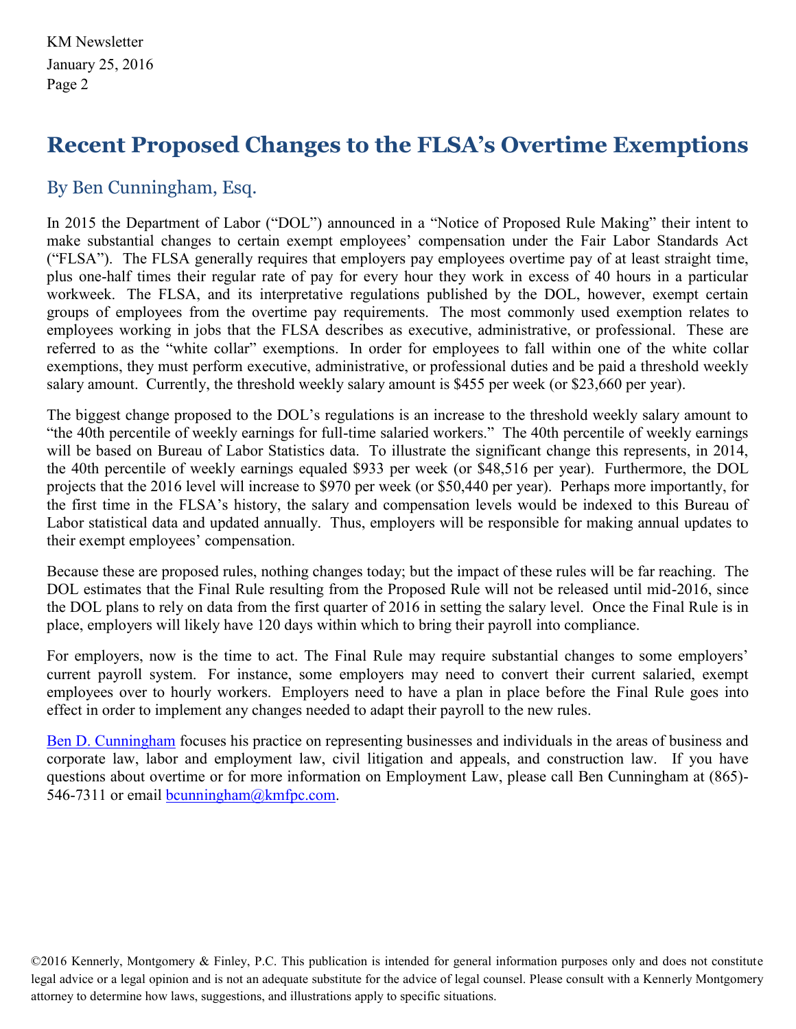# Recent Proposed Changes to the FLSA's Overtime Exemptions

## By Ben Cunningham, Esq.

In 2015 the Department of Labor ("DOL") announced in a "Notice of Proposed Rule Making" their intent to make substantial changes to certain exempt employees' compensation under the Fair Labor Standards Act ("FLSA"). The FLSA generally requires that employers pay employees overtime pay of at least straight time, plus one-half times their regular rate of pay for every hour they work in excess of 40 hours in a particular workweek. The FLSA, and its interpretative regulations published by the DOL, however, exempt certain groups of employees from the overtime pay requirements. The most commonly used exemption relates to employees working in jobs that the FLSA describes as executive, administrative, or professional. These are referred to as the "white collar" exemptions. In order for employees to fall within one of the white collar exemptions, they must perform executive, administrative, or professional duties and be paid a threshold weekly salary amount. Currently, the threshold weekly salary amount is $455 per week (or $23,660 per year).

The biggest change proposed to the DOL's regulations is an increase to the threshold weekly salary amount to "the 40th percentile of weekly earnings for full-time salaried workers." The 40th percentile of weekly earnings will be based on Bureau of Labor Statistics data. To illustrate the significant change this represents, in 2014, the 40th percentile of weekly earnings equaled $933 per week (or $48,516 per year). Furthermore, the DOL projects that the 2016 level will increase to $970 per week (or $50,440 per year). Perhaps more importantly, for the first time in the FLSA's history, the salary and compensation levels would be indexed to this Bureau of Labor statistical data and updated annually. Thus, employers will be responsible for making annual updates to their exempt employees' compensation.

Because these are proposed rules, nothing changes today; but the impact of these rules will be far reaching. The DOL estimates that the Final Rule resulting from the Proposed Rule will not be released until mid-2016, since the DOL plans to rely on data from the first quarter of 2016 in setting the salary level. Once the Final Rule is in place, employers will likely have 120 days within which to bring their payroll into compliance.

For employers, now is the time to act. The Final Rule may require substantial changes to some employers' current payroll system. For instance, some employers may need to convert their current salaried, exempt employees over to hourly workers. Employers need to have a plan in place before the Final Rule goes into effect in order to implement any changes needed to adapt their payroll to the new rules.

Ben D. Cunningham focuses his practice on representing businesses and individuals in the areas of business and corporate law, labor and employment law, civil litigation and appeals, and construction law. If you have questions about overtime or for more information on Employment Law, please call Ben Cunningham at (865)-546-7311 or email bcunningham@kmfpc.com.

©2016 Kennerly, Montgomery & Finley, P.C. This publication is intended for general information purposes only and does not constitute legal advice or a legal opinion and is not an adequate substitute for the advice of legal counsel. Please consult with a Kennerly Montgomery attorney to determine how laws, suggestions, and illustrations apply to specific situations.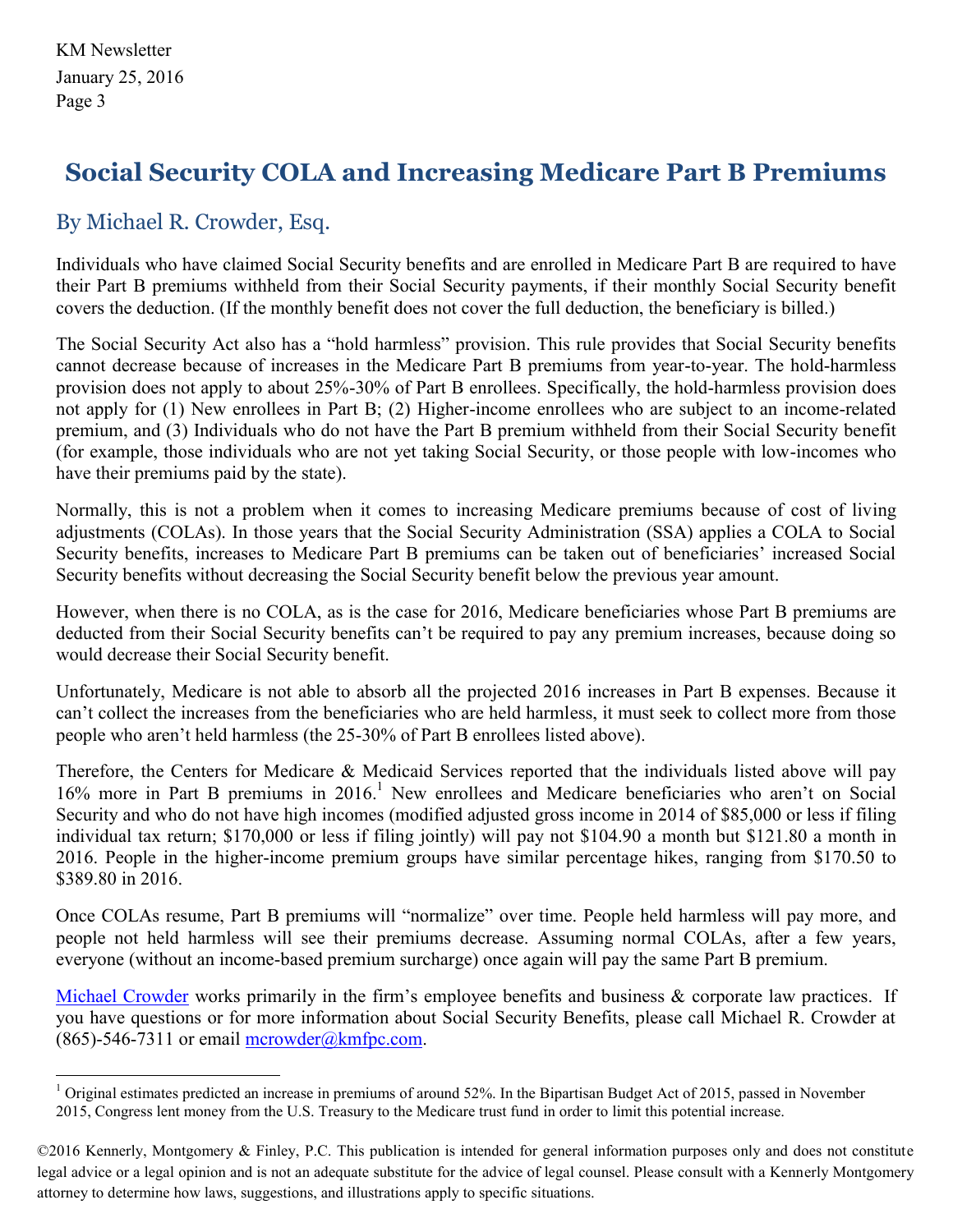# Social Security COLA and Increasing Medicare Part B Premiums

## By Michael R. Crowder, Esq.

Individuals who have claimed Social Security benefits and are enrolled in Medicare Part B are required to have their Part B premiums withheld from their Social Security payments, if their monthly Social Security benefit covers the deduction. (If the monthly benefit does not cover the full deduction, the beneficiary is billed.)

The Social Security Act also has a "hold harmless" provision. This rule provides that Social Security benefits cannot decrease because of increases in the Medicare Part B premiums from year-to-year. The hold-harmless provision does not apply to about 25%-30% of Part B enrollees. Specifically, the hold-harmless provision does not apply for (1) New enrollees in Part B; (2) Higher-income enrollees who are subject to an income-related premium, and (3) Individuals who do not have the Part B premium withheld from their Social Security benefit (for example, those individuals who are not yet taking Social Security, or those people with low-incomes who have their premiums paid by the state).

Normally, this is not a problem when it comes to increasing Medicare premiums because of cost of living adjustments (COLAs). In those years that the Social Security Administration (SSA) applies a COLA to Social Security benefits, increases to Medicare Part B premiums can be taken out of beneficiaries' increased Social Security benefits without decreasing the Social Security benefit below the previous year amount.

However, when there is no COLA, as is the case for 2016, Medicare beneficiaries whose Part B premiums are deducted from their Social Security benefits can't be required to pay any premium increases, because doing so would decrease their Social Security benefit.

Unfortunately, Medicare is not able to absorb all the projected 2016 increases in Part B expenses. Because it can't collect the increases from the beneficiaries who are held harmless, it must seek to collect more from those people who aren't held harmless (the 25-30% of Part B enrollees listed above).

Therefore, the Centers for Medicare & Medicaid Services reported that the individuals listed above will pay 16% more in Part B premiums in 2016.[1] New enrollees and Medicare beneficiaries who aren't on Social Security and who do not have high incomes (modified adjusted gross income in 2014 of $85,000 or less if filing individual tax return; $170,000 or less if filing jointly) will pay not $104.90 a month but $121.80 a month in 2016. People in the higher-income premium groups have similar percentage hikes, ranging from $170.50 to $389.80 in 2016.

Once COLAs resume, Part B premiums will "normalize" over time. People held harmless will pay more, and people not held harmless will see their premiums decrease. Assuming normal COLAs, after a few years, everyone (without an income-based premium surcharge) once again will pay the same Part B premium.

Michael Crowder works primarily in the firm's employee benefits and business & corporate law practices. If you have questions or for more information about Social Security Benefits, please call Michael R. Crowder at (865)-546-7311 or email mcrowder@kmfpc.com.

---

[1] Original estimates predicted an increase in premiums of around 52%. In the Bipartisan Budget Act of 2015, passed in November 2015, Congress lent money from the U.S. Treasury to the Medicare trust fund in order to limit this potential increase.

©2016 Kennerly, Montgomery & Finley, P.C. This publication is intended for general information purposes only and does not constitute legal advice or a legal opinion and is not an adequate substitute for the advice of legal counsel. Please consult with a Kennerly Montgomery attorney to determine how laws, suggestions, and illustrations apply to specific situations.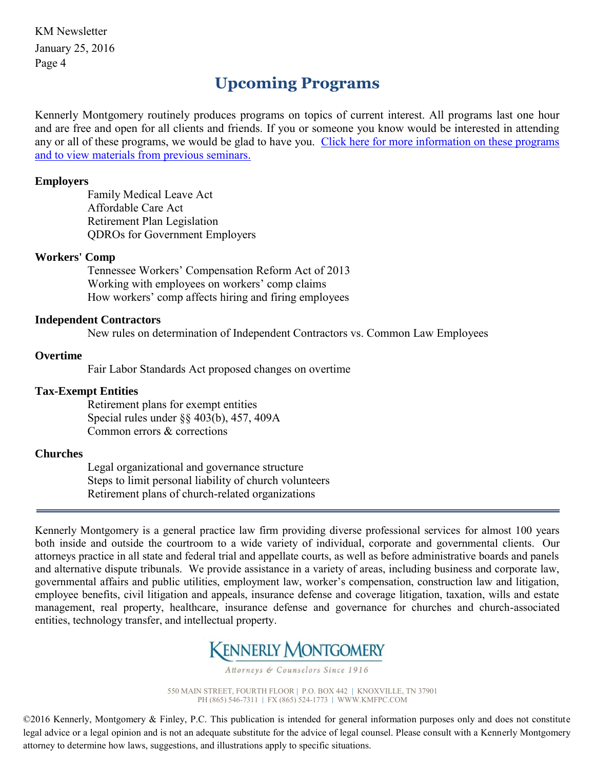## Upcoming Programs

Kennerly Montgomery routinely produces programs on topics of current interest. All programs last one hour and are free and open for all clients and friends. If you or someone you know would be interested in attending any or all of these programs, we would be glad to have you. [Click here for more information on these programs and to view materials from previous seminars.]

**Employers**

- Family Medical Leave Act
- Affordable Care Act
- Retirement Plan Legislation
- QDROs for Government Employers

**Workers' Comp**

- Tennessee Workers' Compensation Reform Act of 2013
- Working with employees on workers' comp claims
- How workers' comp affects hiring and firing employees

**Independent Contractors**

- New rules on determination of Independent Contractors vs. Common Law Employees

**Overtime**

- Fair Labor Standards Act proposed changes on overtime

**Tax-Exempt Entities**

- Retirement plans for exempt entities
- Special rules under §§ 403(b), 457, 409A
- Common errors & corrections

**Churches**

- Legal organizational and governance structure
- Steps to limit personal liability of church volunteers
- Retirement plans of church-related organizations

---

Kennerly Montgomery is a general practice law firm providing diverse professional services for almost 100 years both inside and outside the courtroom to a wide variety of individual, corporate and governmental clients. Our attorneys practice in all state and federal trial and appellate courts, as well as before administrative boards and panels and alternative dispute tribunals. We provide assistance in a variety of areas, including business and corporate law, governmental affairs and public utilities, employment law, worker's compensation, construction law and litigation, employee benefits, civil litigation and appeals, insurance defense and coverage litigation, taxation, wills and estate management, real property, healthcare, insurance defense and governance for churches and church-associated entities, technology transfer, and intellectual property.

**KENNERLY MONTGOMERY**

*Attorneys & Counselors Since 1916*

550 MAIN STREET, FOURTH FLOOR | P.O. BOX 442 | KNOXVILLE, TN 37901
PH (865) 546-7311 | FX (865) 524-1773 | WWW.KMFPC.COM

©2016 Kennerly, Montgomery & Finley, P.C. This publication is intended for general information purposes only and does not constitute legal advice or a legal opinion and is not an adequate substitute for the advice of legal counsel. Please consult with a Kennerly Montgomery attorney to determine how laws, suggestions, and illustrations apply to specific situations.